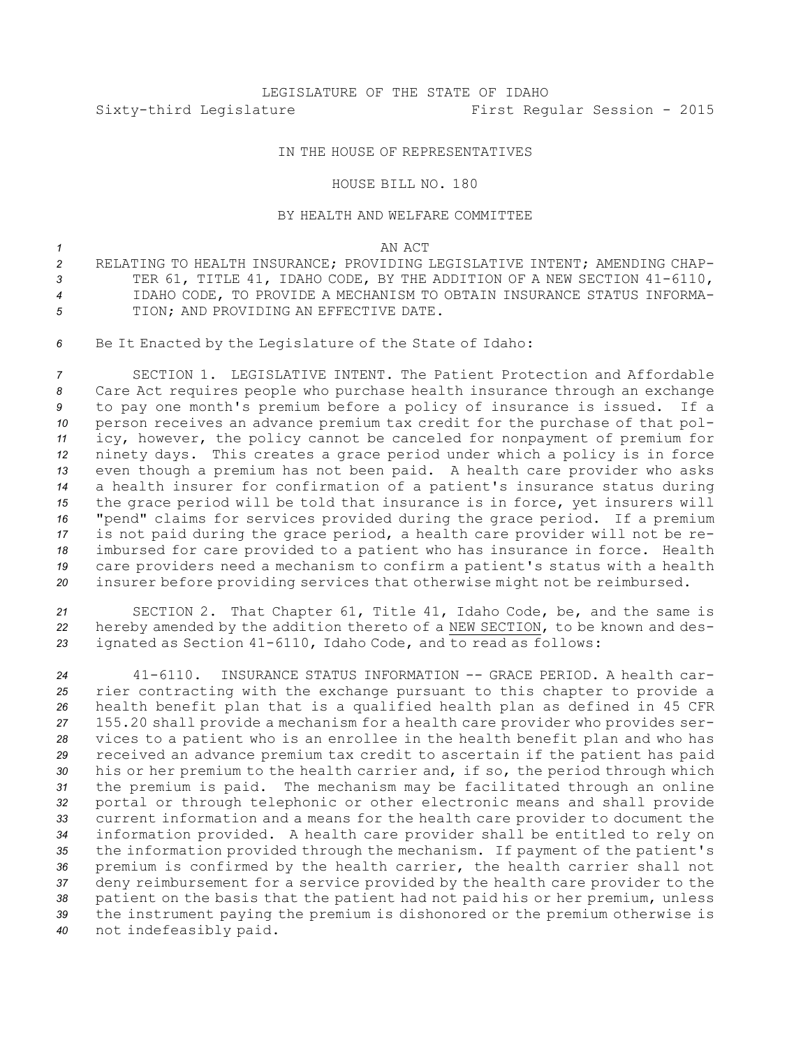LEGISLATURE OF THE STATE OF IDAHO
Sixty-third Legislature First Regular Session - 2015

IN THE HOUSE OF REPRESENTATIVES

HOUSE BILL NO. 180

BY HEALTH AND WELFARE COMMITTEE

AN ACT

RELATING TO HEALTH INSURANCE; PROVIDING LEGISLATIVE INTENT; AMENDING CHAPTER 61, TITLE 41, IDAHO CODE, BY THE ADDITION OF A NEW SECTION 41-6110, IDAHO CODE, TO PROVIDE A MECHANISM TO OBTAIN INSURANCE STATUS INFORMATION; AND PROVIDING AN EFFECTIVE DATE.

Be It Enacted by the Legislature of the State of Idaho:

SECTION 1. LEGISLATIVE INTENT. The Patient Protection and Affordable Care Act requires people who purchase health insurance through an exchange to pay one month's premium before a policy of insurance is issued. If a person receives an advance premium tax credit for the purchase of that policy, however, the policy cannot be canceled for nonpayment of premium for ninety days. This creates a grace period under which a policy is in force even though a premium has not been paid. A health care provider who asks a health insurer for confirmation of a patient's insurance status during the grace period will be told that insurance is in force, yet insurers will "pend" claims for services provided during the grace period. If a premium is not paid during the grace period, a health care provider will not be reimbursed for care provided to a patient who has insurance in force. Health care providers need a mechanism to confirm a patient's status with a health insurer before providing services that otherwise might not be reimbursed.

SECTION 2. That Chapter 61, Title 41, Idaho Code, be, and the same is hereby amended by the addition thereto of a NEW SECTION, to be known and designated as Section 41-6110, Idaho Code, and to read as follows:

41-6110. INSURANCE STATUS INFORMATION -- GRACE PERIOD. A health carrier contracting with the exchange pursuant to this chapter to provide a health benefit plan that is a qualified health plan as defined in 45 CFR 155.20 shall provide a mechanism for a health care provider who provides services to a patient who is an enrollee in the health benefit plan and who has received an advance premium tax credit to ascertain if the patient has paid his or her premium to the health carrier and, if so, the period through which the premium is paid. The mechanism may be facilitated through an online portal or through telephonic or other electronic means and shall provide current information and a means for the health care provider to document the information provided. A health care provider shall be entitled to rely on the information provided through the mechanism. If payment of the patient's premium is confirmed by the health carrier, the health carrier shall not deny reimbursement for a service provided by the health care provider to the patient on the basis that the patient had not paid his or her premium, unless the instrument paying the premium is dishonored or the premium otherwise is not indefeasibly paid.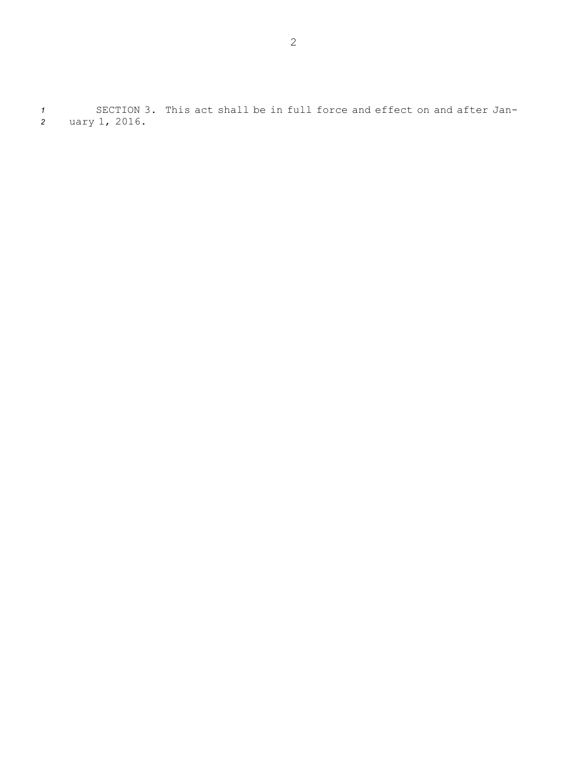SECTION 3. This act shall be in full force and effect on and after January 1, 2016.